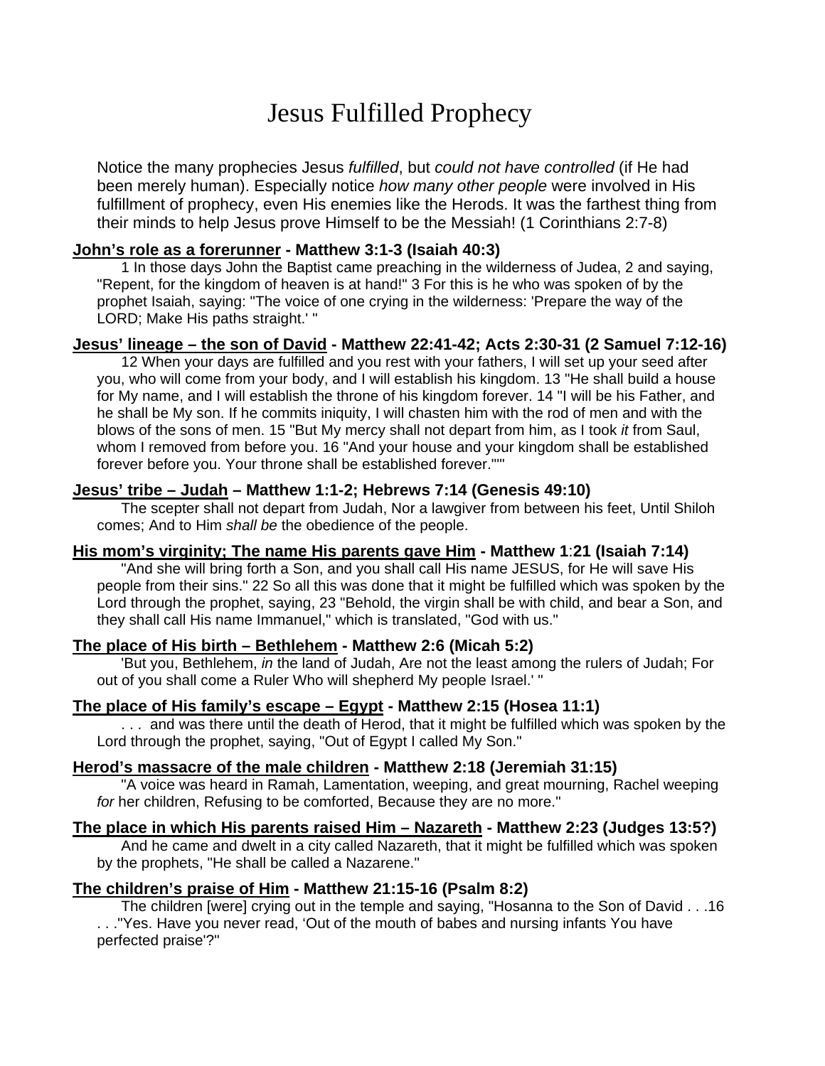# Jesus Fulfilled Prophecy

Notice the many prophecies Jesus *fulfilled*, but *could not have controlled* (if He had been merely human). Especially notice *how many other people* were involved in His fulfillment of prophecy, even His enemies like the Herods. It was the farthest thing from their minds to help Jesus prove Himself to be the Messiah! (1 Corinthians 2:7-8)

**<u>John's role as a forerunner</u> - Matthew 3:1-3 (Isaiah 40:3)**

1 In those days John the Baptist came preaching in the wilderness of Judea, 2 and saying, "Repent, for the kingdom of heaven is at hand!" 3 For this is he who was spoken of by the prophet Isaiah, saying: "The voice of one crying in the wilderness: 'Prepare the way of the LORD; Make His paths straight.' "

**<u>Jesus' lineage – the son of David</u> - Matthew 22:41-42; Acts 2:30-31 (2 Samuel 7:12-16)**

12 When your days are fulfilled and you rest with your fathers, I will set up your seed after you, who will come from your body, and I will establish his kingdom. 13 "He shall build a house for My name, and I will establish the throne of his kingdom forever. 14 "I will be his Father, and he shall be My son. If he commits iniquity, I will chasten him with the rod of men and with the blows of the sons of men. 15 "But My mercy shall not depart from him, as I took *it* from Saul, whom I removed from before you. 16 "And your house and your kingdom shall be established forever before you. Your throne shall be established forever."'"

**<u>Jesus' tribe – Judah</u> – Matthew 1:1-2; Hebrews 7:14 (Genesis 49:10)**

The scepter shall not depart from Judah, Nor a lawgiver from between his feet, Until Shiloh comes; And to Him *shall be* the obedience of the people.

**<u>His mom's virginity; The name His parents gave Him</u> - Matthew 1:21 (Isaiah 7:14)**

"And she will bring forth a Son, and you shall call His name JESUS, for He will save His people from their sins." 22 So all this was done that it might be fulfilled which was spoken by the Lord through the prophet, saying, 23 "Behold, the virgin shall be with child, and bear a Son, and they shall call His name Immanuel," which is translated, "God with us."

**<u>The place of His birth – Bethlehem</u> - Matthew 2:6 (Micah 5:2)**

'But you, Bethlehem, *in* the land of Judah, Are not the least among the rulers of Judah; For out of you shall come a Ruler Who will shepherd My people Israel.' "

**<u>The place of His family's escape – Egypt</u> - Matthew 2:15 (Hosea 11:1)**

. . . and was there until the death of Herod, that it might be fulfilled which was spoken by the Lord through the prophet, saying, "Out of Egypt I called My Son."

**<u>Herod's massacre of the male children</u> - Matthew 2:18 (Jeremiah 31:15)**

"A voice was heard in Ramah, Lamentation, weeping, and great mourning, Rachel weeping *for* her children, Refusing to be comforted, Because they are no more."

**<u>The place in which His parents raised Him – Nazareth</u> - Matthew 2:23 (Judges 13:5?)**

And he came and dwelt in a city called Nazareth, that it might be fulfilled which was spoken by the prophets, "He shall be called a Nazarene."

**<u>The children's praise of Him</u> - Matthew 21:15-16 (Psalm 8:2)**

The children [were] crying out in the temple and saying, "Hosanna to the Son of David . . .16 . . ."Yes. Have you never read, 'Out of the mouth of babes and nursing infants You have perfected praise'?"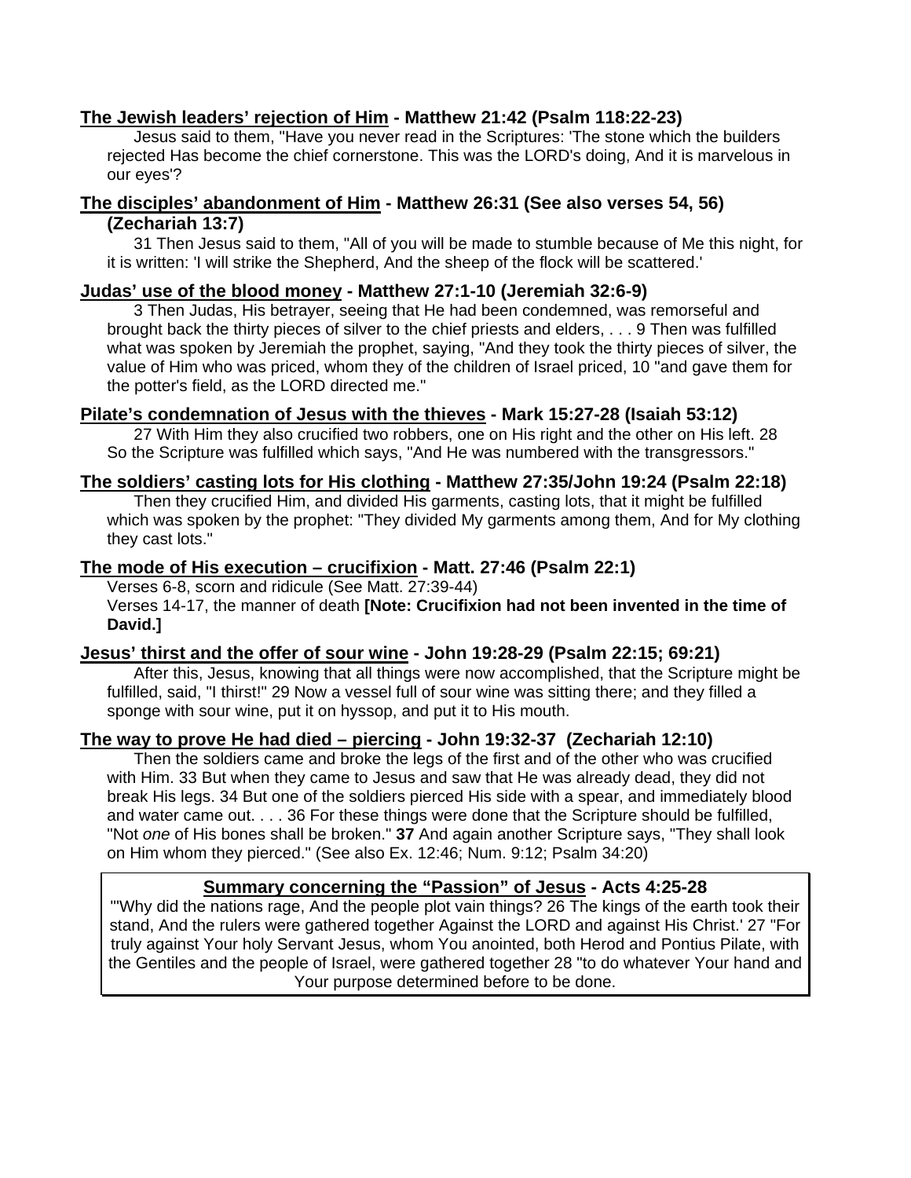**<u>The Jewish leaders' rejection of Him</u> - Matthew 21:42 (Psalm 118:22-23)**

Jesus said to them, "Have you never read in the Scriptures: 'The stone which the builders rejected Has become the chief cornerstone. This was the LORD's doing, And it is marvelous in our eyes'?

**<u>The disciples' abandonment of Him</u> - Matthew 26:31 (See also verses 54, 56) (Zechariah 13:7)**

31 Then Jesus said to them, "All of you will be made to stumble because of Me this night, for it is written: 'I will strike the Shepherd, And the sheep of the flock will be scattered.'

**<u>Judas' use of the blood money</u> - Matthew 27:1-10 (Jeremiah 32:6-9)**

3 Then Judas, His betrayer, seeing that He had been condemned, was remorseful and brought back the thirty pieces of silver to the chief priests and elders, . . . 9 Then was fulfilled what was spoken by Jeremiah the prophet, saying, "And they took the thirty pieces of silver, the value of Him who was priced, whom they of the children of Israel priced, 10 "and gave them for the potter's field, as the LORD directed me."

**<u>Pilate's condemnation of Jesus with the thieves</u> - Mark 15:27-28 (Isaiah 53:12)**

27 With Him they also crucified two robbers, one on His right and the other on His left. 28 So the Scripture was fulfilled which says, "And He was numbered with the transgressors."

**<u>The soldiers' casting lots for His clothing</u> - Matthew 27:35/John 19:24 (Psalm 22:18)**

Then they crucified Him, and divided His garments, casting lots, that it might be fulfilled which was spoken by the prophet: "They divided My garments among them, And for My clothing they cast lots."

**<u>The mode of His execution – crucifixion</u> - Matt. 27:46 (Psalm 22:1)**

Verses 6-8, scorn and ridicule (See Matt. 27:39-44)
Verses 14-17, the manner of death **[Note: Crucifixion had not been invented in the time of David.]**

**<u>Jesus' thirst and the offer of sour wine</u> - John 19:28-29 (Psalm 22:15; 69:21)**

After this, Jesus, knowing that all things were now accomplished, that the Scripture might be fulfilled, said, "I thirst!" 29 Now a vessel full of sour wine was sitting there; and they filled a sponge with sour wine, put it on hyssop, and put it to His mouth.

**<u>The way to prove He had died – piercing</u> - John 19:32-37 (Zechariah 12:10)**

Then the soldiers came and broke the legs of the first and of the other who was crucified with Him. 33 But when they came to Jesus and saw that He was already dead, they did not break His legs. 34 But one of the soldiers pierced His side with a spear, and immediately blood and water came out. . . . 36 For these things were done that the Scripture should be fulfilled, "Not *one* of His bones shall be broken." **37** And again another Scripture says, "They shall look on Him whom they pierced." (See also Ex. 12:46; Num. 9:12; Psalm 34:20)

**<u>Summary concerning the "Passion" of Jesus</u> - Acts 4:25-28**

"'Why did the nations rage, And the people plot vain things? 26 The kings of the earth took their stand, And the rulers were gathered together Against the LORD and against His Christ.' 27 "For truly against Your holy Servant Jesus, whom You anointed, both Herod and Pontius Pilate, with the Gentiles and the people of Israel, were gathered together 28 "to do whatever Your hand and Your purpose determined before to be done.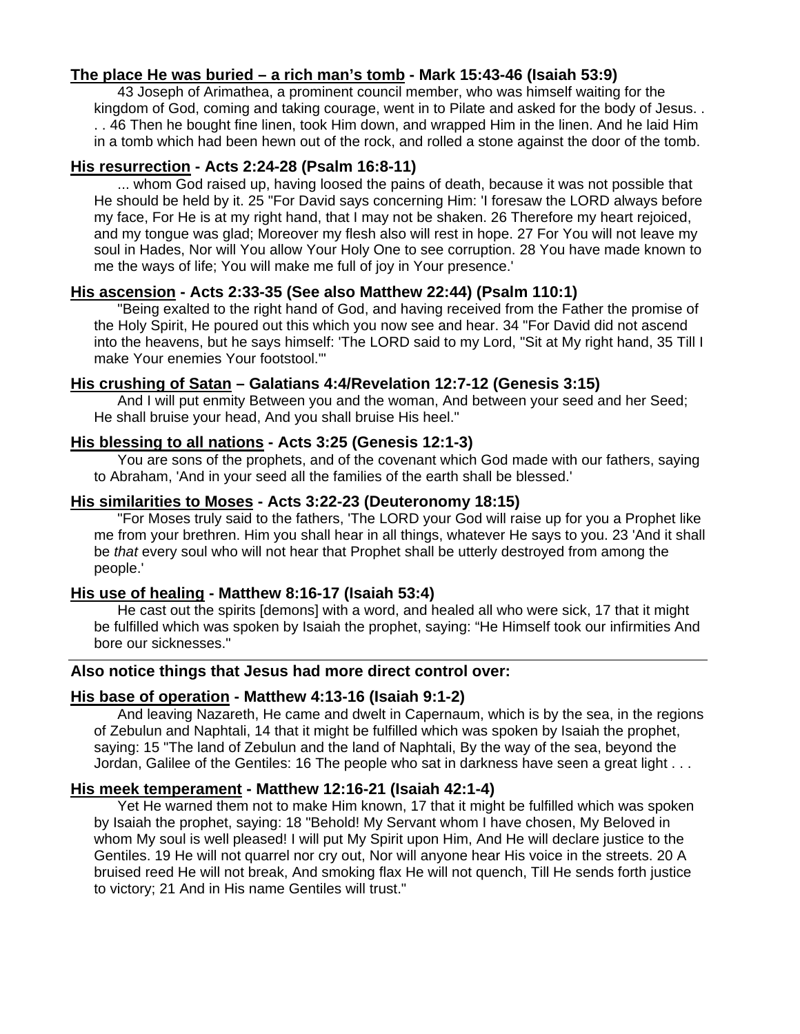**<u>The place He was buried – a rich man's tomb</u> - Mark 15:43-46 (Isaiah 53:9)**

43 Joseph of Arimathea, a prominent council member, who was himself waiting for the kingdom of God, coming and taking courage, went in to Pilate and asked for the body of Jesus. . . . 46 Then he bought fine linen, took Him down, and wrapped Him in the linen. And he laid Him in a tomb which had been hewn out of the rock, and rolled a stone against the door of the tomb.

**<u>His resurrection</u> - Acts 2:24-28 (Psalm 16:8-11)**

... whom God raised up, having loosed the pains of death, because it was not possible that He should be held by it. 25 "For David says concerning Him: 'I foresaw the LORD always before my face, For He is at my right hand, that I may not be shaken. 26 Therefore my heart rejoiced, and my tongue was glad; Moreover my flesh also will rest in hope. 27 For You will not leave my soul in Hades, Nor will You allow Your Holy One to see corruption. 28 You have made known to me the ways of life; You will make me full of joy in Your presence.'

**<u>His ascension</u> - Acts 2:33-35 (See also Matthew 22:44) (Psalm 110:1)**

"Being exalted to the right hand of God, and having received from the Father the promise of the Holy Spirit, He poured out this which you now see and hear. 34 "For David did not ascend into the heavens, but he says himself: 'The LORD said to my Lord, "Sit at My right hand, 35 Till I make Your enemies Your footstool."'

**<u>His crushing of Satan</u> – Galatians 4:4/Revelation 12:7-12 (Genesis 3:15)**

And I will put enmity Between you and the woman, And between your seed and her Seed; He shall bruise your head, And you shall bruise His heel."

**<u>His blessing to all nations</u> - Acts 3:25 (Genesis 12:1-3)**

You are sons of the prophets, and of the covenant which God made with our fathers, saying to Abraham, 'And in your seed all the families of the earth shall be blessed.'

**<u>His similarities to Moses</u> - Acts 3:22-23 (Deuteronomy 18:15)**

"For Moses truly said to the fathers, 'The LORD your God will raise up for you a Prophet like me from your brethren. Him you shall hear in all things, whatever He says to you. 23 'And it shall be *that* every soul who will not hear that Prophet shall be utterly destroyed from among the people.'

**<u>His use of healing</u> - Matthew 8:16-17 (Isaiah 53:4)**

He cast out the spirits [demons] with a word, and healed all who were sick, 17 that it might be fulfilled which was spoken by Isaiah the prophet, saying: "He Himself took our infirmities And bore our sicknesses."

---

**Also notice things that Jesus had more direct control over:**

**<u>His base of operation</u> - Matthew 4:13-16 (Isaiah 9:1-2)**

And leaving Nazareth, He came and dwelt in Capernaum, which is by the sea, in the regions of Zebulun and Naphtali, 14 that it might be fulfilled which was spoken by Isaiah the prophet, saying: 15 "The land of Zebulun and the land of Naphtali, By the way of the sea, beyond the Jordan, Galilee of the Gentiles: 16 The people who sat in darkness have seen a great light . . .

**<u>His meek temperament</u> - Matthew 12:16-21 (Isaiah 42:1-4)**

Yet He warned them not to make Him known, 17 that it might be fulfilled which was spoken by Isaiah the prophet, saying: 18 "Behold! My Servant whom I have chosen, My Beloved in whom My soul is well pleased! I will put My Spirit upon Him, And He will declare justice to the Gentiles. 19 He will not quarrel nor cry out, Nor will anyone hear His voice in the streets. 20 A bruised reed He will not break, And smoking flax He will not quench, Till He sends forth justice to victory; 21 And in His name Gentiles will trust."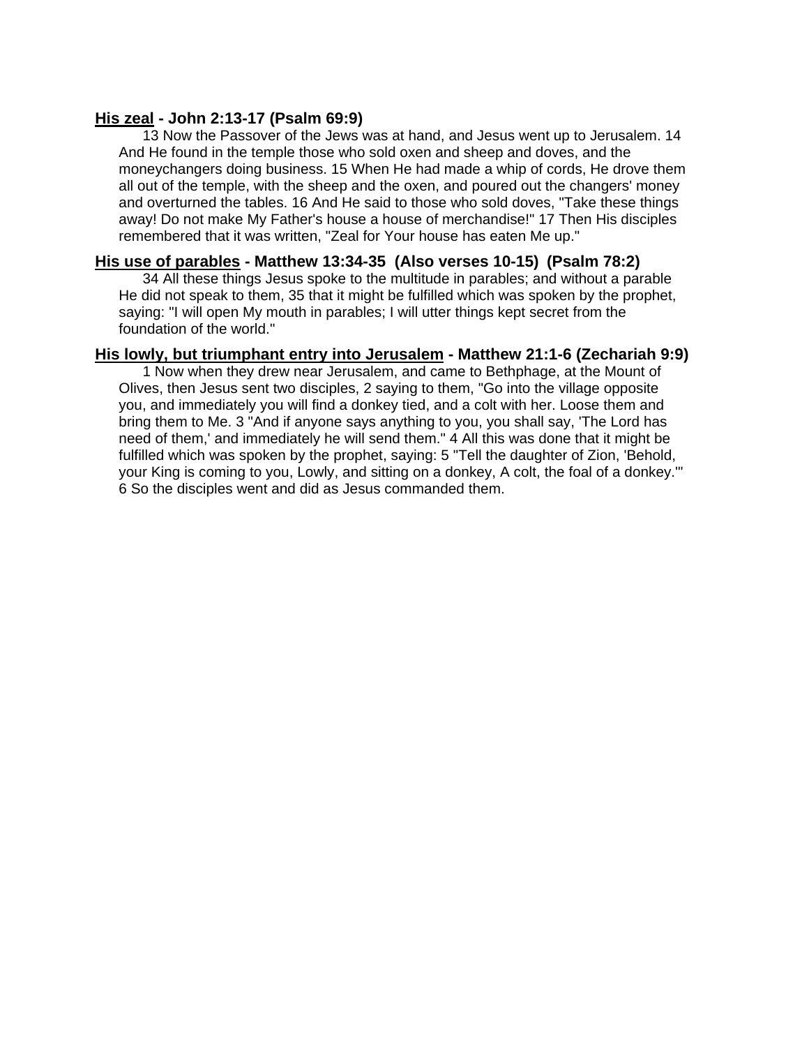**<u>His zeal</u> - John 2:13-17 (Psalm 69:9)**

13 Now the Passover of the Jews was at hand, and Jesus went up to Jerusalem. 14 And He found in the temple those who sold oxen and sheep and doves, and the moneychangers doing business. 15 When He had made a whip of cords, He drove them all out of the temple, with the sheep and the oxen, and poured out the changers' money and overturned the tables. 16 And He said to those who sold doves, "Take these things away! Do not make My Father's house a house of merchandise!" 17 Then His disciples remembered that it was written, "Zeal for Your house has eaten Me up."

**<u>His use of parables</u> - Matthew 13:34-35 (Also verses 10-15) (Psalm 78:2)**

34 All these things Jesus spoke to the multitude in parables; and without a parable He did not speak to them, 35 that it might be fulfilled which was spoken by the prophet, saying: "I will open My mouth in parables; I will utter things kept secret from the foundation of the world."

**<u>His lowly, but triumphant entry into Jerusalem</u> - Matthew 21:1-6 (Zechariah 9:9)**

1 Now when they drew near Jerusalem, and came to Bethphage, at the Mount of Olives, then Jesus sent two disciples, 2 saying to them, "Go into the village opposite you, and immediately you will find a donkey tied, and a colt with her. Loose them and bring them to Me. 3 "And if anyone says anything to you, you shall say, 'The Lord has need of them,' and immediately he will send them." 4 All this was done that it might be fulfilled which was spoken by the prophet, saying: 5 "Tell the daughter of Zion, 'Behold, your King is coming to you, Lowly, and sitting on a donkey, A colt, the foal of a donkey.'" 6 So the disciples went and did as Jesus commanded them.